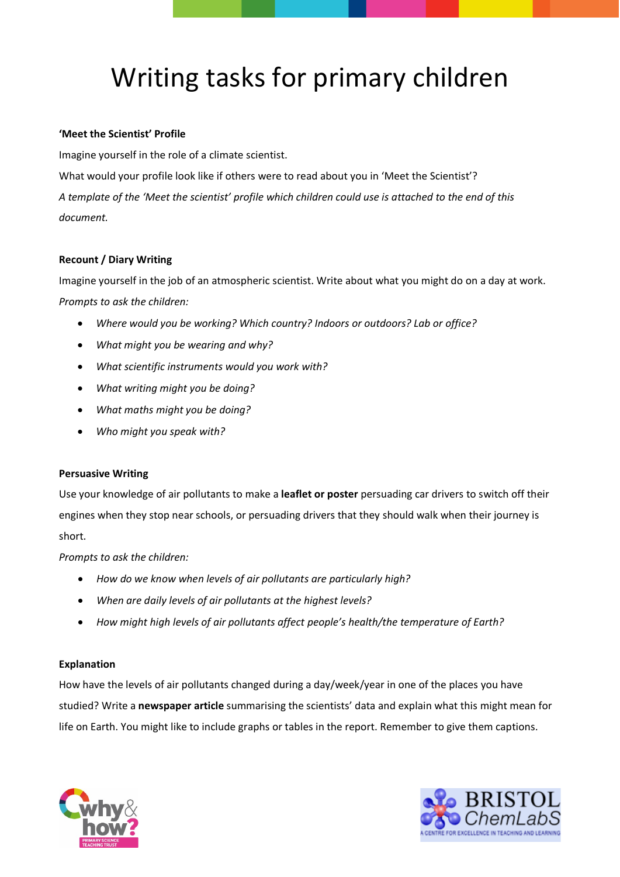# Writing tasks for primary children

**'Meet the Scientist' Profile**

Imagine yourself in the role of a climate scientist.

What would your profile look like if others were to read about you in 'Meet the Scientist'?

*A template of the 'Meet the scientist' profile which children could use is attached to the end of this document.*

**Recount / Diary Writing**

Imagine yourself in the job of an atmospheric scientist. Write about what you might do on a day at work.

*Prompts to ask the children:*

- *Where would you be working? Which country? Indoors or outdoors? Lab or office?*
- *What might you be wearing and why?*
- *What scientific instruments would you work with?*
- *What writing might you be doing?*
- *What maths might you be doing?*
- *Who might you speak with?*

**Persuasive Writing**

Use your knowledge of air pollutants to make a **leaflet or poster** persuading car drivers to switch off their engines when they stop near schools, or persuading drivers that they should walk when their journey is short.

*Prompts to ask the children:*

- *How do we know when levels of air pollutants are particularly high?*
- *When are daily levels of air pollutants at the highest levels?*
- *How might high levels of air pollutants affect people's health/the temperature of Earth?*

**Explanation**

How have the levels of air pollutants changed during a day/week/year in one of the places you have studied? Write a **newspaper article** summarising the scientists' data and explain what this might mean for life on Earth. You might like to include graphs or tables in the report. Remember to give them captions.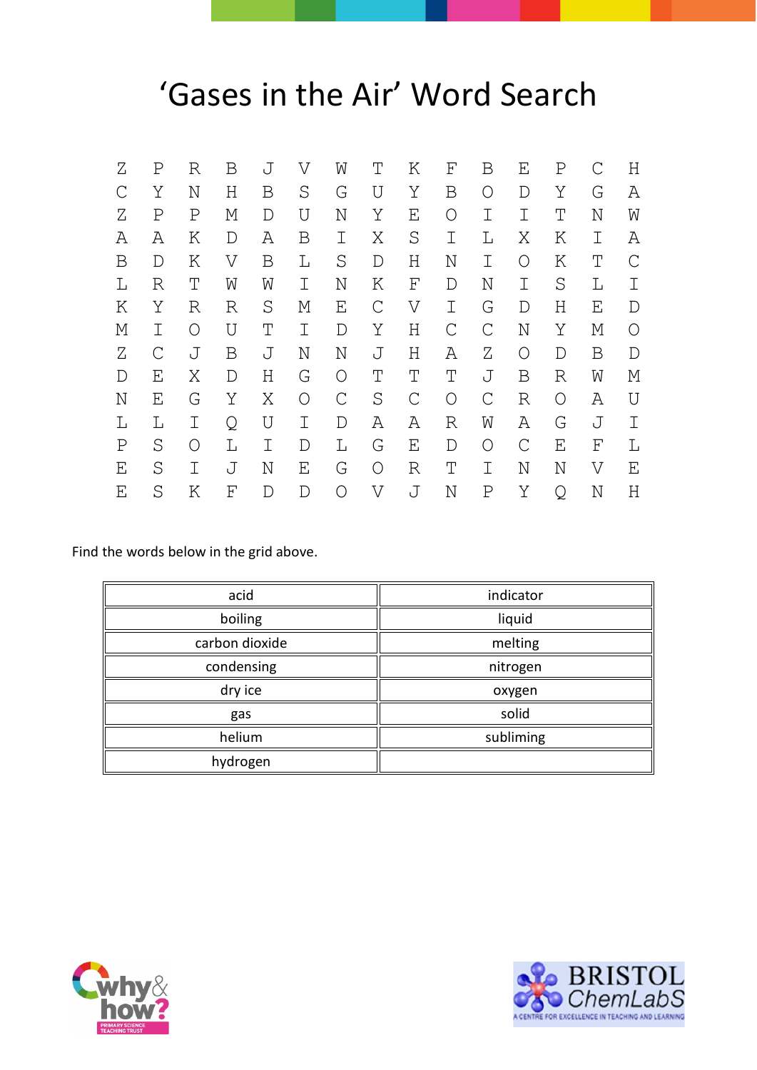# 'Gases in the Air' Word Search

```
Z P R B J V W T K F B E P C H
C Y N H B S G U Y B O D Y G A
Z P P M D U N Y E O I I T N W
A A K D A B I X S I L X K I A
B D K V B L S D H N I O K T C
L R T W W I N K F D N I S L I
K Y R R S M E C V I G D H E D
M I O U T I D Y H C C N Y M O
Z C J B J N N J H A Z O D B D
D E X D H G O T T T J B R W M
N E G Y X O C S C O C R O A U
L L I Q U I D A A R W A G J I
P S O L I D L G E D O C E F L
E S I J N E G O R T I N N V E
E S K F D D O V J N P Y Q N H
```

Find the words below in the grid above.

| | |
|---|---|
| acid | indicator |
| boiling | liquid |
| carbon dioxide | melting |
| condensing | nitrogen |
| dry ice | oxygen |
| gas | solid |
| helium | subliming |
| hydrogen | |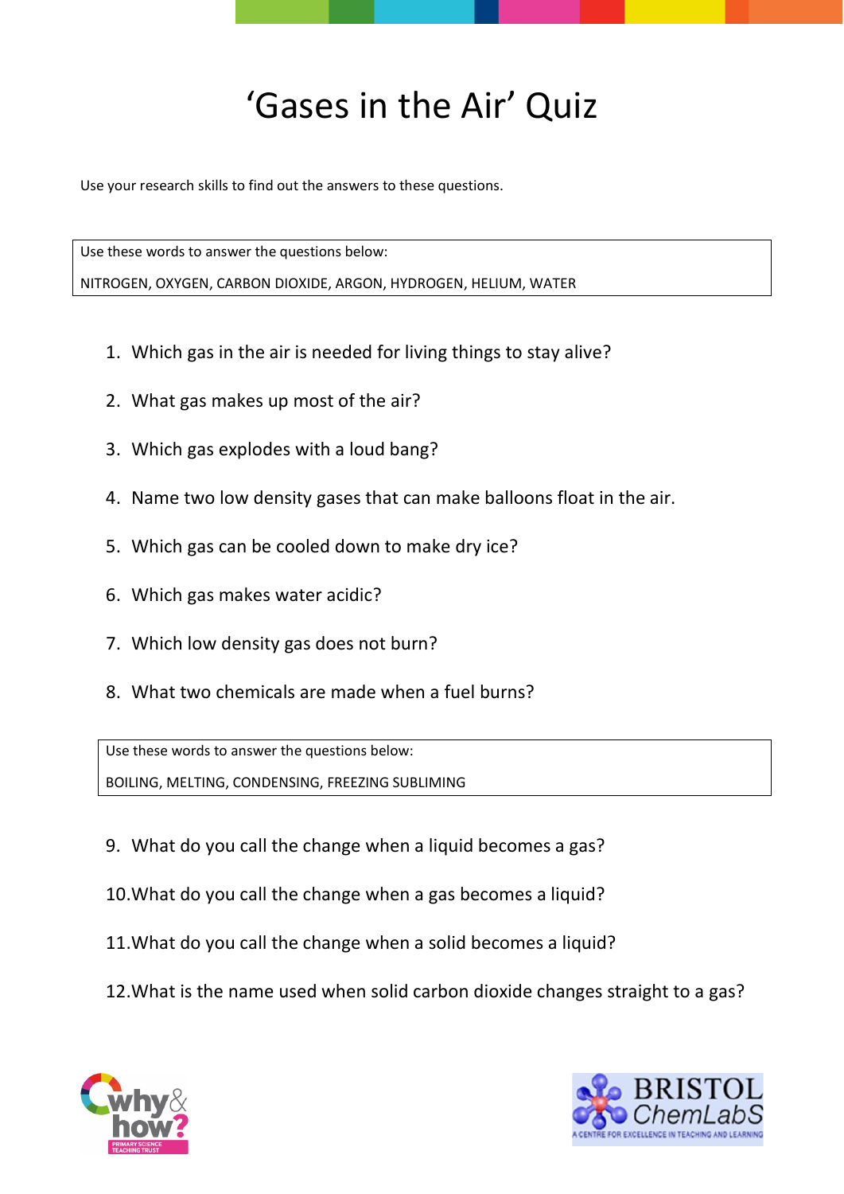# 'Gases in the Air' Quiz

Use your research skills to find out the answers to these questions.

| |
|---|
| Use these words to answer the questions below: |
| NITROGEN, OXYGEN, CARBON DIOXIDE, ARGON, HYDROGEN, HELIUM, WATER |

1. Which gas in the air is needed for living things to stay alive?
2. What gas makes up most of the air?
3. Which gas explodes with a loud bang?
4. Name two low density gases that can make balloons float in the air.
5. Which gas can be cooled down to make dry ice?
6. Which gas makes water acidic?
7. Which low density gas does not burn?
8. What two chemicals are made when a fuel burns?

| |
|---|
| Use these words to answer the questions below: |
| BOILING, MELTING, CONDENSING, FREEZING SUBLIMING |

9. What do you call the change when a liquid becomes a gas?
10. What do you call the change when a gas becomes a liquid?
11. What do you call the change when a solid becomes a liquid?
12. What is the name used when solid carbon dioxide changes straight to a gas?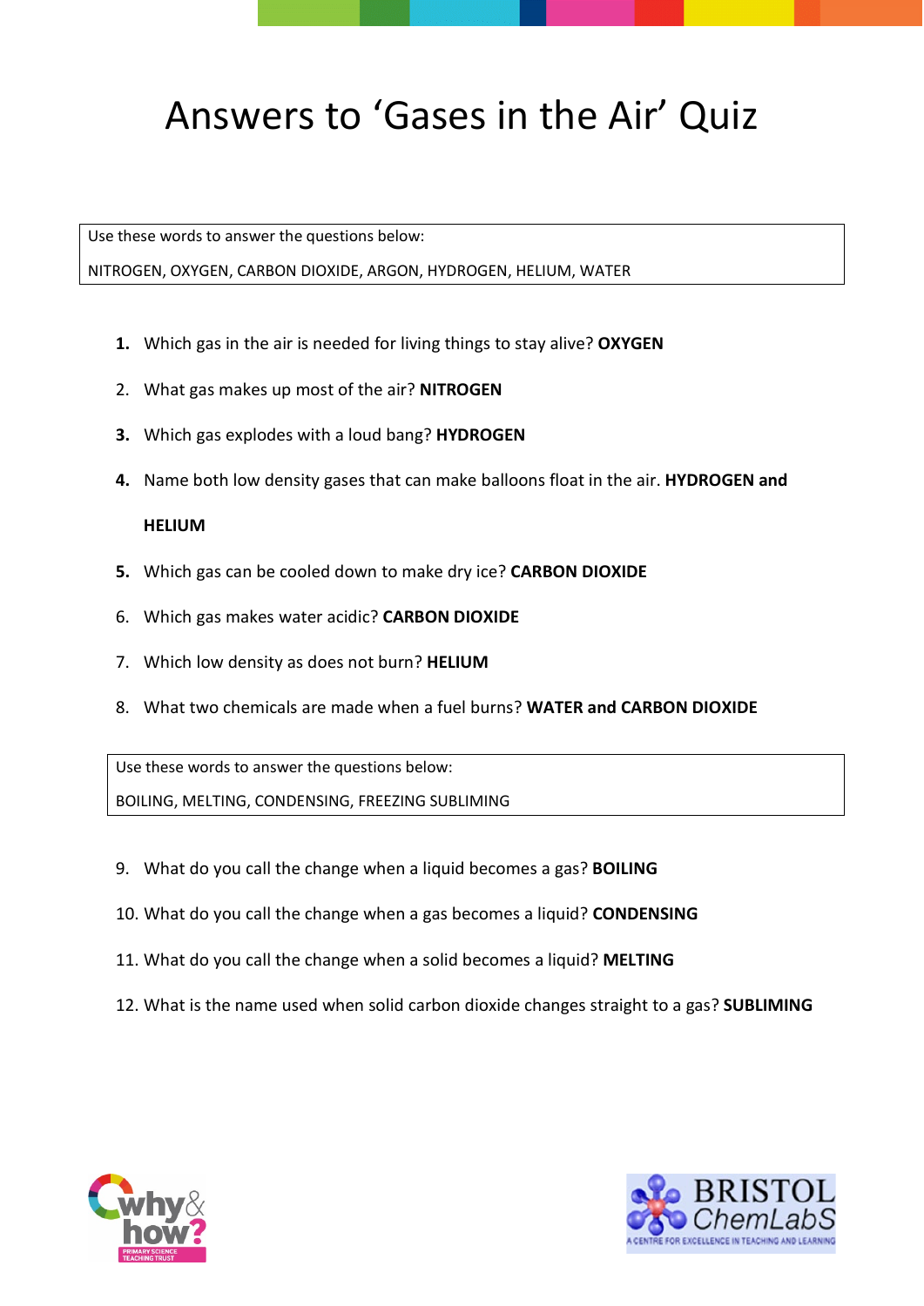# Answers to 'Gases in the Air' Quiz

Use these words to answer the questions below:

NITROGEN, OXYGEN, CARBON DIOXIDE, ARGON, HYDROGEN, HELIUM, WATER

1. Which gas in the air is needed for living things to stay alive? **OXYGEN**
2. What gas makes up most of the air? **NITROGEN**
3. Which gas explodes with a loud bang? **HYDROGEN**
4. Name both low density gases that can make balloons float in the air. **HYDROGEN and HELIUM**
5. Which gas can be cooled down to make dry ice? **CARBON DIOXIDE**
6. Which gas makes water acidic? **CARBON DIOXIDE**
7. Which low density as does not burn? **HELIUM**
8. What two chemicals are made when a fuel burns? **WATER and CARBON DIOXIDE**

Use these words to answer the questions below:

BOILING, MELTING, CONDENSING, FREEZING SUBLIMING

9. What do you call the change when a liquid becomes a gas? **BOILING**
10. What do you call the change when a gas becomes a liquid? **CONDENSING**
11. What do you call the change when a solid becomes a liquid? **MELTING**
12. What is the name used when solid carbon dioxide changes straight to a gas? **SUBLIMING**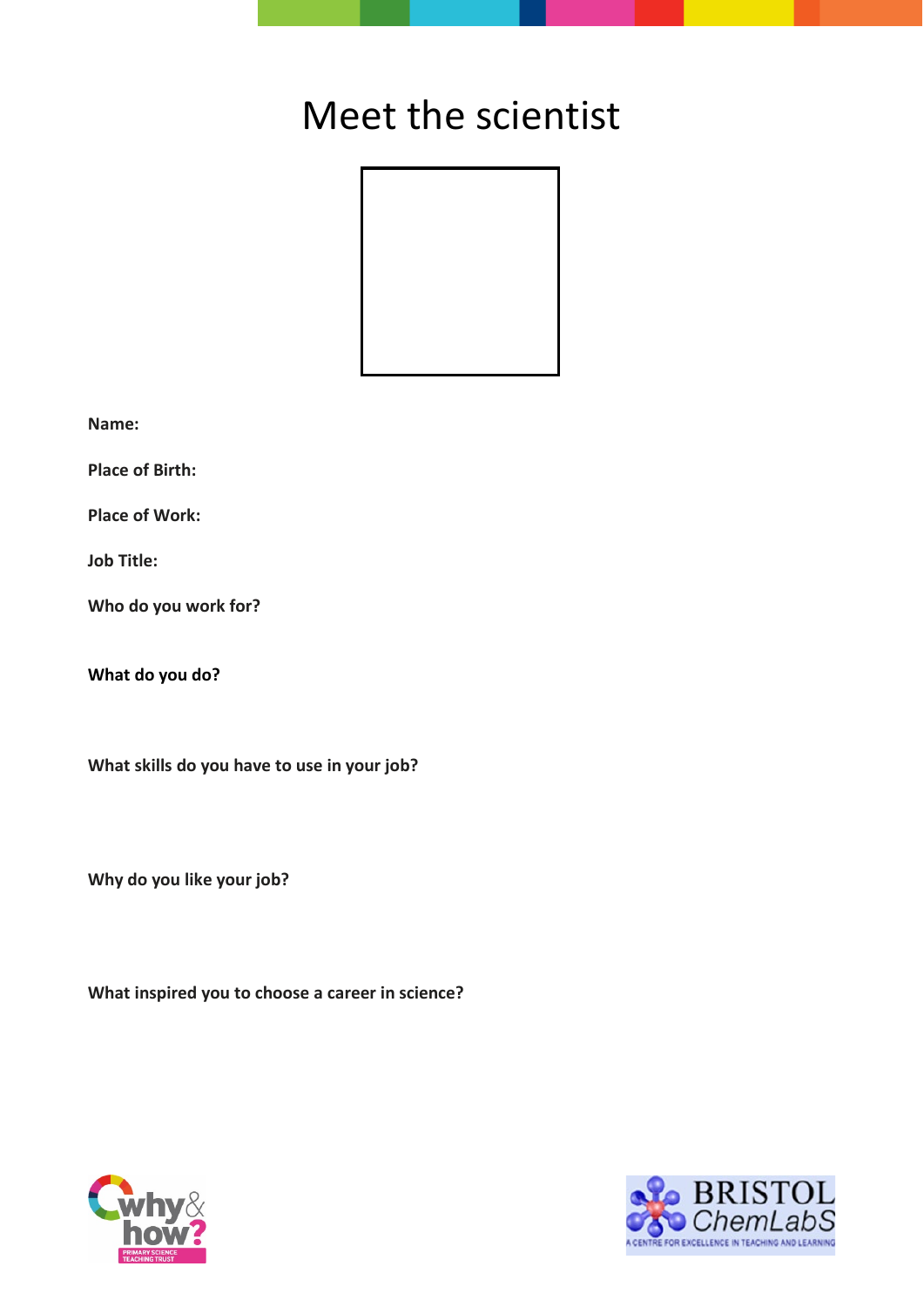# Meet the scientist

**Name:**

**Place of Birth:**

**Place of Work:**

**Job Title:**

**Who do you work for?**

**What do you do?**

**What skills do you have to use in your job?**

**Why do you like your job?**

**What inspired you to choose a career in science?**